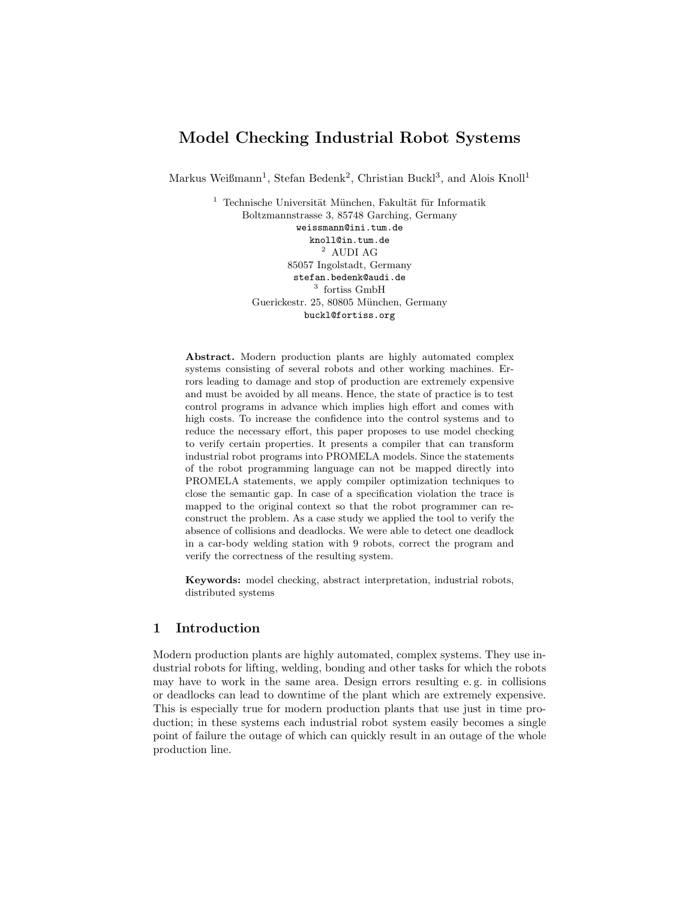# Model Checking Industrial Robot Systems

Markus Weißmann[1], Stefan Bedenk[2], Christian Buckl[3], and Alois Knoll[1]

[1] Technische Universität München, Fakultät für Informatik
Boltzmannstrasse 3, 85748 Garching, Germany
weissmann@ini.tum.de
knoll@in.tum.de

[2] AUDI AG
85057 Ingolstadt, Germany
stefan.bedenk@audi.de

[3] fortiss GmbH
Guerickestr. 25, 80805 München, Germany
buckl@fortiss.org

**Abstract.** Modern production plants are highly automated complex systems consisting of several robots and other working machines. Errors leading to damage and stop of production are extremely expensive and must be avoided by all means. Hence, the state of practice is to test control programs in advance which implies high effort and comes with high costs. To increase the confidence into the control systems and to reduce the necessary effort, this paper proposes to use model checking to verify certain properties. It presents a compiler that can transform industrial robot programs into PROMELA models. Since the statements of the robot programming language can not be mapped directly into PROMELA statements, we apply compiler optimization techniques to close the semantic gap. In case of a specification violation the trace is mapped to the original context so that the robot programmer can reconstruct the problem. As a case study we applied the tool to verify the absence of collisions and deadlocks. We were able to detect one deadlock in a car-body welding station with 9 robots, correct the program and verify the correctness of the resulting system.

**Keywords:** model checking, abstract interpretation, industrial robots, distributed systems

## 1 Introduction

Modern production plants are highly automated, complex systems. They use industrial robots for lifting, welding, bonding and other tasks for which the robots may have to work in the same area. Design errors resulting e. g. in collisions or deadlocks can lead to downtime of the plant which are extremely expensive. This is especially true for modern production plants that use just in time production; in these systems each industrial robot system easily becomes a single point of failure the outage of which can quickly result in an outage of the whole production line.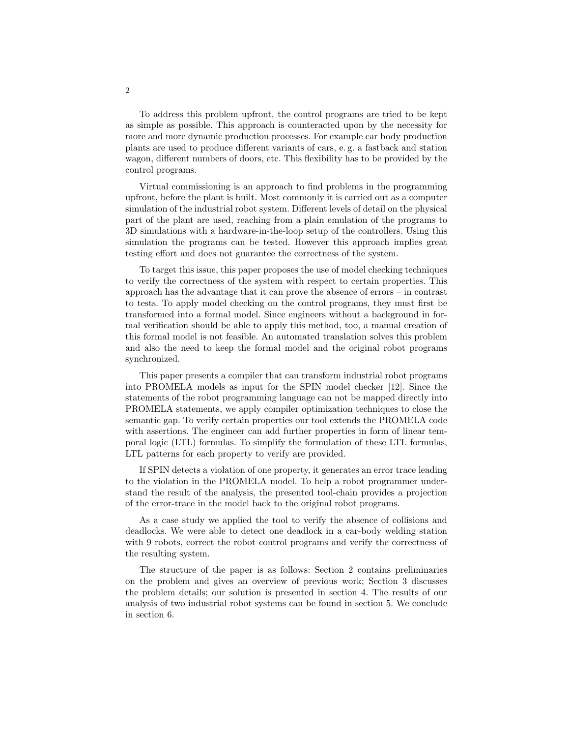To address this problem upfront, the control programs are tried to be kept as simple as possible. This approach is counteracted upon by the necessity for more and more dynamic production processes. For example car body production plants are used to produce different variants of cars, e. g. a fastback and station wagon, different numbers of doors, etc. This flexibility has to be provided by the control programs.

Virtual commissioning is an approach to find problems in the programming upfront, before the plant is built. Most commonly it is carried out as a computer simulation of the industrial robot system. Different levels of detail on the physical part of the plant are used, reaching from a plain emulation of the programs to 3D simulations with a hardware-in-the-loop setup of the controllers. Using this simulation the programs can be tested. However this approach implies great testing effort and does not guarantee the correctness of the system.

To target this issue, this paper proposes the use of model checking techniques to verify the correctness of the system with respect to certain properties. This approach has the advantage that it can prove the absence of errors – in contrast to tests. To apply model checking on the control programs, they must first be transformed into a formal model. Since engineers without a background in formal verification should be able to apply this method, too, a manual creation of this formal model is not feasible. An automated translation solves this problem and also the need to keep the formal model and the original robot programs synchronized.

This paper presents a compiler that can transform industrial robot programs into PROMELA models as input for the SPIN model checker [12]. Since the statements of the robot programming language can not be mapped directly into PROMELA statements, we apply compiler optimization techniques to close the semantic gap. To verify certain properties our tool extends the PROMELA code with assertions. The engineer can add further properties in form of linear temporal logic (LTL) formulas. To simplify the formulation of these LTL formulas, LTL patterns for each property to verify are provided.

If SPIN detects a violation of one property, it generates an error trace leading to the violation in the PROMELA model. To help a robot programmer understand the result of the analysis, the presented tool-chain provides a projection of the error-trace in the model back to the original robot programs.

As a case study we applied the tool to verify the absence of collisions and deadlocks. We were able to detect one deadlock in a car-body welding station with 9 robots, correct the robot control programs and verify the correctness of the resulting system.

The structure of the paper is as follows: Section 2 contains preliminaries on the problem and gives an overview of previous work; Section 3 discusses the problem details; our solution is presented in section 4. The results of our analysis of two industrial robot systems can be found in section 5. We conclude in section 6.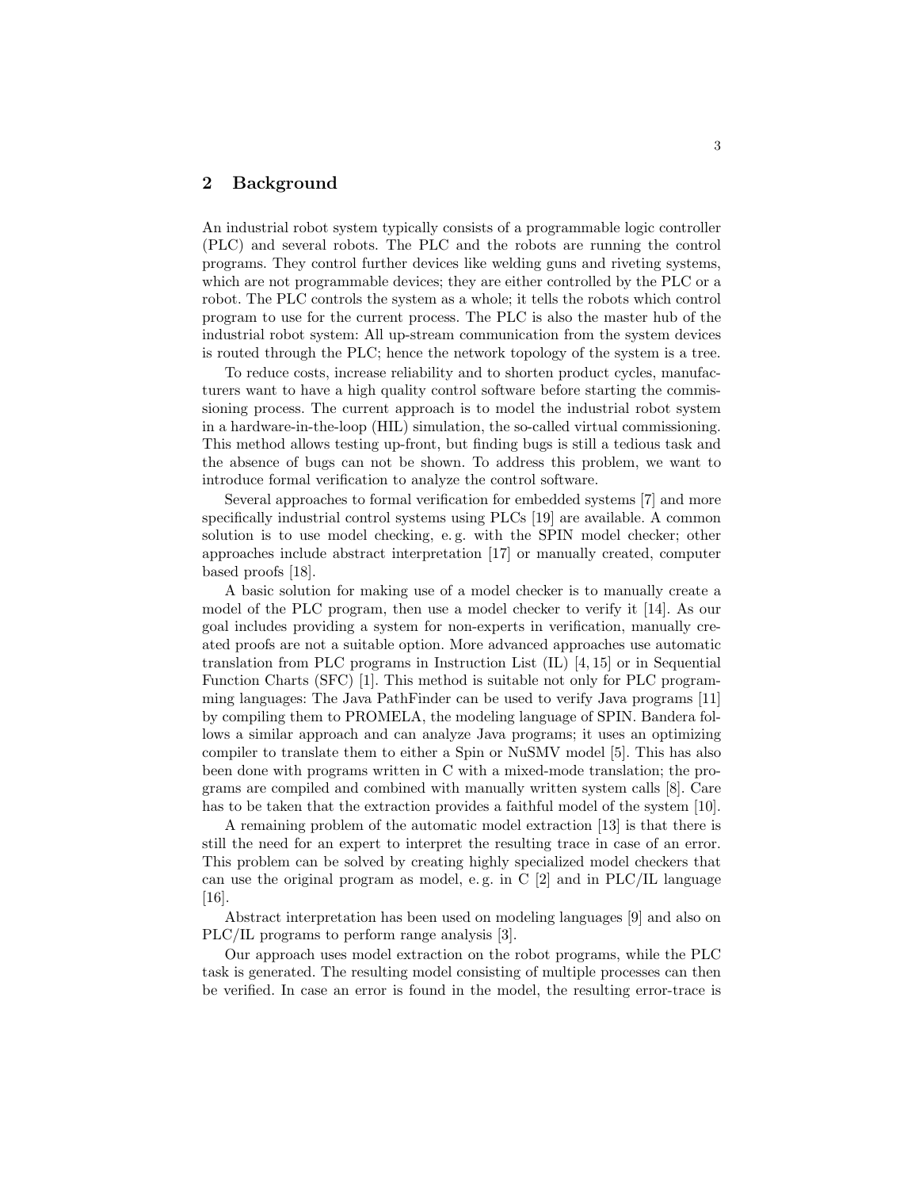## 2 Background

An industrial robot system typically consists of a programmable logic controller (PLC) and several robots. The PLC and the robots are running the control programs. They control further devices like welding guns and riveting systems, which are not programmable devices; they are either controlled by the PLC or a robot. The PLC controls the system as a whole; it tells the robots which control program to use for the current process. The PLC is also the master hub of the industrial robot system: All up-stream communication from the system devices is routed through the PLC; hence the network topology of the system is a tree.

To reduce costs, increase reliability and to shorten product cycles, manufacturers want to have a high quality control software before starting the commissioning process. The current approach is to model the industrial robot system in a hardware-in-the-loop (HIL) simulation, the so-called virtual commissioning. This method allows testing up-front, but finding bugs is still a tedious task and the absence of bugs can not be shown. To address this problem, we want to introduce formal verification to analyze the control software.

Several approaches to formal verification for embedded systems [7] and more specifically industrial control systems using PLCs [19] are available. A common solution is to use model checking, e. g. with the SPIN model checker; other approaches include abstract interpretation [17] or manually created, computer based proofs [18].

A basic solution for making use of a model checker is to manually create a model of the PLC program, then use a model checker to verify it [14]. As our goal includes providing a system for non-experts in verification, manually created proofs are not a suitable option. More advanced approaches use automatic translation from PLC programs in Instruction List (IL) [4, 15] or in Sequential Function Charts (SFC) [1]. This method is suitable not only for PLC programming languages: The Java PathFinder can be used to verify Java programs [11] by compiling them to PROMELA, the modeling language of SPIN. Bandera follows a similar approach and can analyze Java programs; it uses an optimizing compiler to translate them to either a Spin or NuSMV model [5]. This has also been done with programs written in C with a mixed-mode translation; the programs are compiled and combined with manually written system calls [8]. Care has to be taken that the extraction provides a faithful model of the system [10].

A remaining problem of the automatic model extraction [13] is that there is still the need for an expert to interpret the resulting trace in case of an error. This problem can be solved by creating highly specialized model checkers that can use the original program as model, e. g. in C [2] and in PLC/IL language [16].

Abstract interpretation has been used on modeling languages [9] and also on PLC/IL programs to perform range analysis [3].

Our approach uses model extraction on the robot programs, while the PLC task is generated. The resulting model consisting of multiple processes can then be verified. In case an error is found in the model, the resulting error-trace is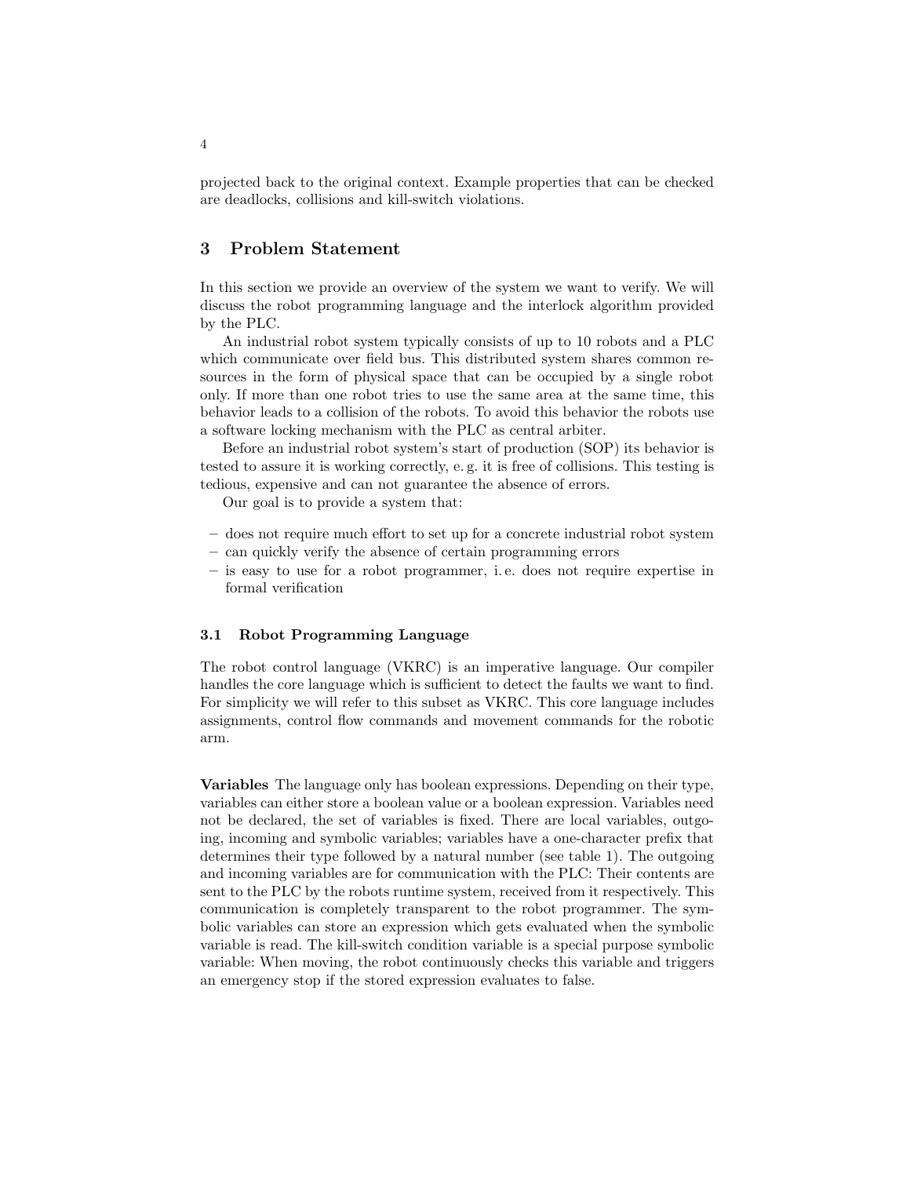projected back to the original context. Example properties that can be checked are deadlocks, collisions and kill-switch violations.

## 3 Problem Statement

In this section we provide an overview of the system we want to verify. We will discuss the robot programming language and the interlock algorithm provided by the PLC.

An industrial robot system typically consists of up to 10 robots and a PLC which communicate over field bus. This distributed system shares common resources in the form of physical space that can be occupied by a single robot only. If more than one robot tries to use the same area at the same time, this behavior leads to a collision of the robots. To avoid this behavior the robots use a software locking mechanism with the PLC as central arbiter.

Before an industrial robot system's start of production (SOP) its behavior is tested to assure it is working correctly, e. g. it is free of collisions. This testing is tedious, expensive and can not guarantee the absence of errors.

Our goal is to provide a system that:

- does not require much effort to set up for a concrete industrial robot system
- can quickly verify the absence of certain programming errors
- is easy to use for a robot programmer, i. e. does not require expertise in formal verification

### 3.1 Robot Programming Language

The robot control language (VKRC) is an imperative language. Our compiler handles the core language which is sufficient to detect the faults we want to find. For simplicity we will refer to this subset as VKRC. This core language includes assignments, control flow commands and movement commands for the robotic arm.

**Variables** The language only has boolean expressions. Depending on their type, variables can either store a boolean value or a boolean expression. Variables need not be declared, the set of variables is fixed. There are local variables, outgoing, incoming and symbolic variables; variables have a one-character prefix that determines their type followed by a natural number (see table 1). The outgoing and incoming variables are for communication with the PLC: Their contents are sent to the PLC by the robots runtime system, received from it respectively. This communication is completely transparent to the robot programmer. The symbolic variables can store an expression which gets evaluated when the symbolic variable is read. The kill-switch condition variable is a special purpose symbolic variable: When moving, the robot continuously checks this variable and triggers an emergency stop if the stored expression evaluates to false.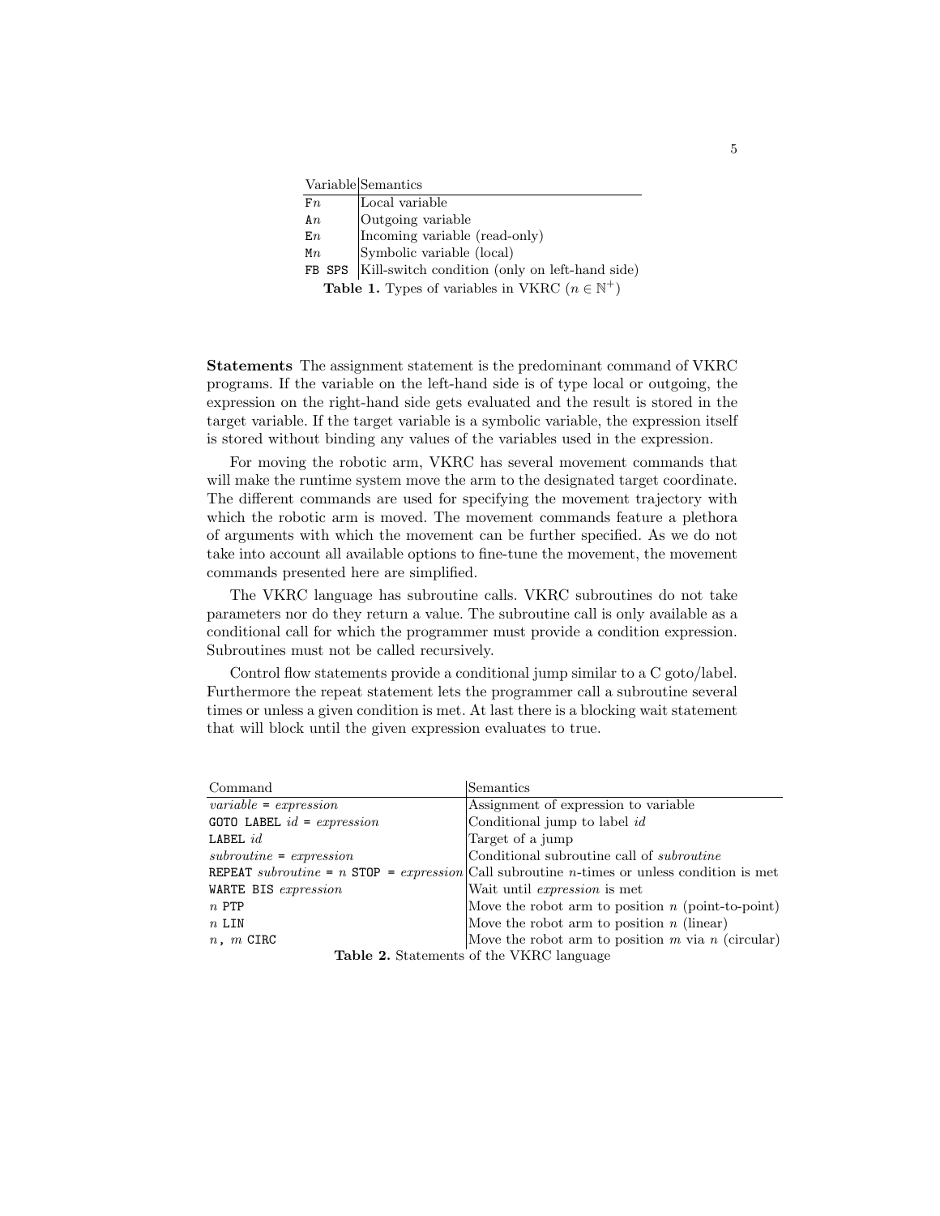| Variable | Semantics |
|---|---|
| F*n* | Local variable |
| A*n* | Outgoing variable |
| E*n* | Incoming variable (read-only) |
| M*n* | Symbolic variable (local) |
| FB SPS | Kill-switch condition (only on left-hand side) |

**Table 1.** Types of variables in VKRC ($n \in \mathbb{N}^+$)

**Statements** The assignment statement is the predominant command of VKRC programs. If the variable on the left-hand side is of type local or outgoing, the expression on the right-hand side gets evaluated and the result is stored in the target variable. If the target variable is a symbolic variable, the expression itself is stored without binding any values of the variables used in the expression.

For moving the robotic arm, VKRC has several movement commands that will make the runtime system move the arm to the designated target coordinate. The different commands are used for specifying the movement trajectory with which the robotic arm is moved. The movement commands feature a plethora of arguments with which the movement can be further specified. As we do not take into account all available options to fine-tune the movement, the movement commands presented here are simplified.

The VKRC language has subroutine calls. VKRC subroutines do not take parameters nor do they return a value. The subroutine call is only available as a conditional call for which the programmer must provide a condition expression. Subroutines must not be called recursively.

Control flow statements provide a conditional jump similar to a C goto/label. Furthermore the repeat statement lets the programmer call a subroutine several times or unless a given condition is met. At last there is a blocking wait statement that will block until the given expression evaluates to true.

| Command | Semantics |
|---|---|
| *variable* = *expression* | Assignment of expression to variable |
| GOTO LABEL *id* = *expression* | Conditional jump to label *id* |
| LABEL *id* | Target of a jump |
| *subroutine* = *expression* | Conditional subroutine call of *subroutine* |
| REPEAT *subroutine* = *n* STOP = *expression* | Call subroutine *n*-times or unless condition is met |
| WARTE BIS *expression* | Wait until *expression* is met |
| *n* PTP | Move the robot arm to position *n* (point-to-point) |
| *n* LIN | Move the robot arm to position *n* (linear) |
| *n*, *m* CIRC | Move the robot arm to position *m* via *n* (circular) |

**Table 2.** Statements of the VKRC language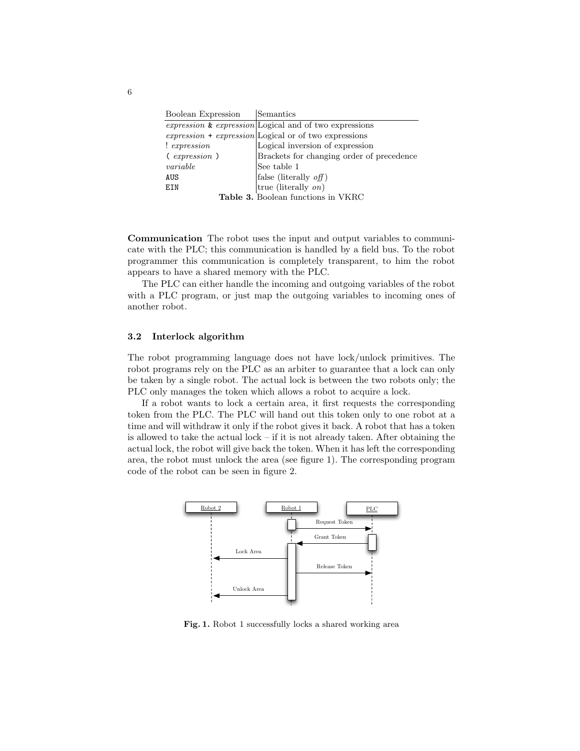| Boolean Expression | Semantics |
|---|---|
| *expression* `&` *expression* | Logical and of two expressions |
| *expression* `+` *expression* | Logical or of two expressions |
| `!` *expression* | Logical inversion of expression |
| `(` *expression* `)` | Brackets for changing order of precedence |
| *variable* | See table 1 |
| `AUS` | false (literally *off*) |
| `EIN` | true (literally *on*) |

**Table 3.** Boolean functions in VKRC

**Communication** The robot uses the input and output variables to communicate with the PLC; this communication is handled by a field bus. To the robot programmer this communication is completely transparent, to him the robot appears to have a shared memory with the PLC.

The PLC can either handle the incoming and outgoing variables of the robot with a PLC program, or just map the outgoing variables to incoming ones of another robot.

### 3.2 Interlock algorithm

The robot programming language does not have lock/unlock primitives. The robot programs rely on the PLC as an arbiter to guarantee that a lock can only be taken by a single robot. The actual lock is between the two robots only; the PLC only manages the token which allows a robot to acquire a lock.

If a robot wants to lock a certain area, it first requests the corresponding token from the PLC. The PLC will hand out this token only to one robot at a time and will withdraw it only if the robot gives it back. A robot that has a token is allowed to take the actual lock – if it is not already taken. After obtaining the actual lock, the robot will give back the token. When it has left the corresponding area, the robot must unlock the area (see figure 1). The corresponding program code of the robot can be seen in figure 2.

**Fig. 1.** Robot 1 successfully locks a shared working area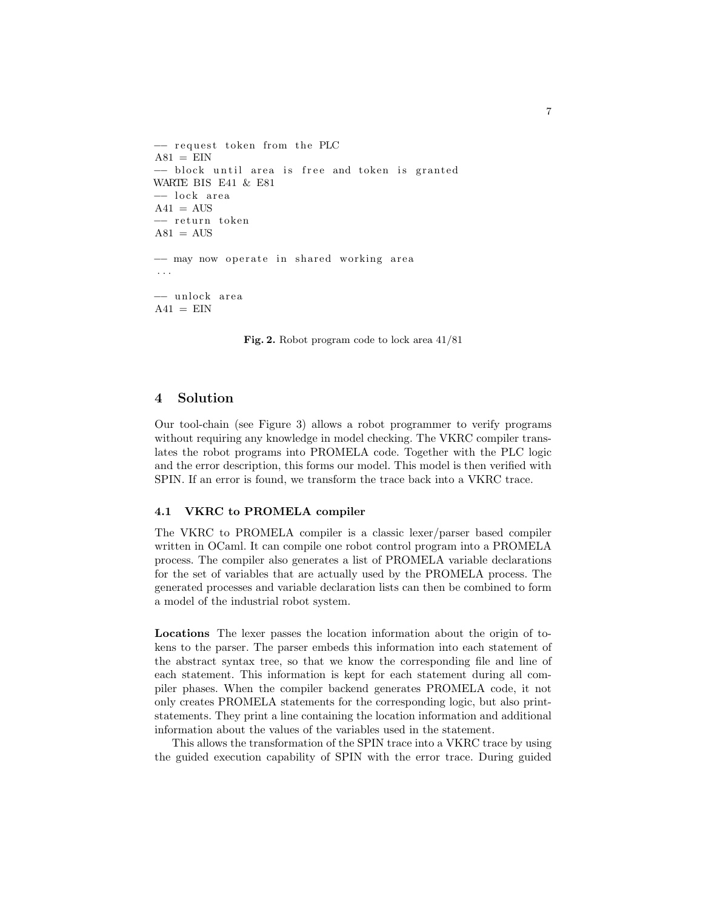```
-- request token from the PLC
A81 = EIN
-- block until area is free and token is granted
WARTE BIS E41 & E81
-- lock area
A41 = AUS
-- return token
A81 = AUS

-- may now operate in shared working area
...

-- unlock area
A41 = EIN
```

**Fig. 2.** Robot program code to lock area 41/81

## 4 Solution

Our tool-chain (see Figure 3) allows a robot programmer to verify programs without requiring any knowledge in model checking. The VKRC compiler translates the robot programs into PROMELA code. Together with the PLC logic and the error description, this forms our model. This model is then verified with SPIN. If an error is found, we transform the trace back into a VKRC trace.

### 4.1 VKRC to PROMELA compiler

The VKRC to PROMELA compiler is a classic lexer/parser based compiler written in OCaml. It can compile one robot control program into a PROMELA process. The compiler also generates a list of PROMELA variable declarations for the set of variables that are actually used by the PROMELA process. The generated processes and variable declaration lists can then be combined to form a model of the industrial robot system.

**Locations** The lexer passes the location information about the origin of tokens to the parser. The parser embeds this information into each statement of the abstract syntax tree, so that we know the corresponding file and line of each statement. This information is kept for each statement during all compiler phases. When the compiler backend generates PROMELA code, it not only creates PROMELA statements for the corresponding logic, but also print-statements. They print a line containing the location information and additional information about the values of the variables used in the statement.

This allows the transformation of the SPIN trace into a VKRC trace by using the guided execution capability of SPIN with the error trace. During guided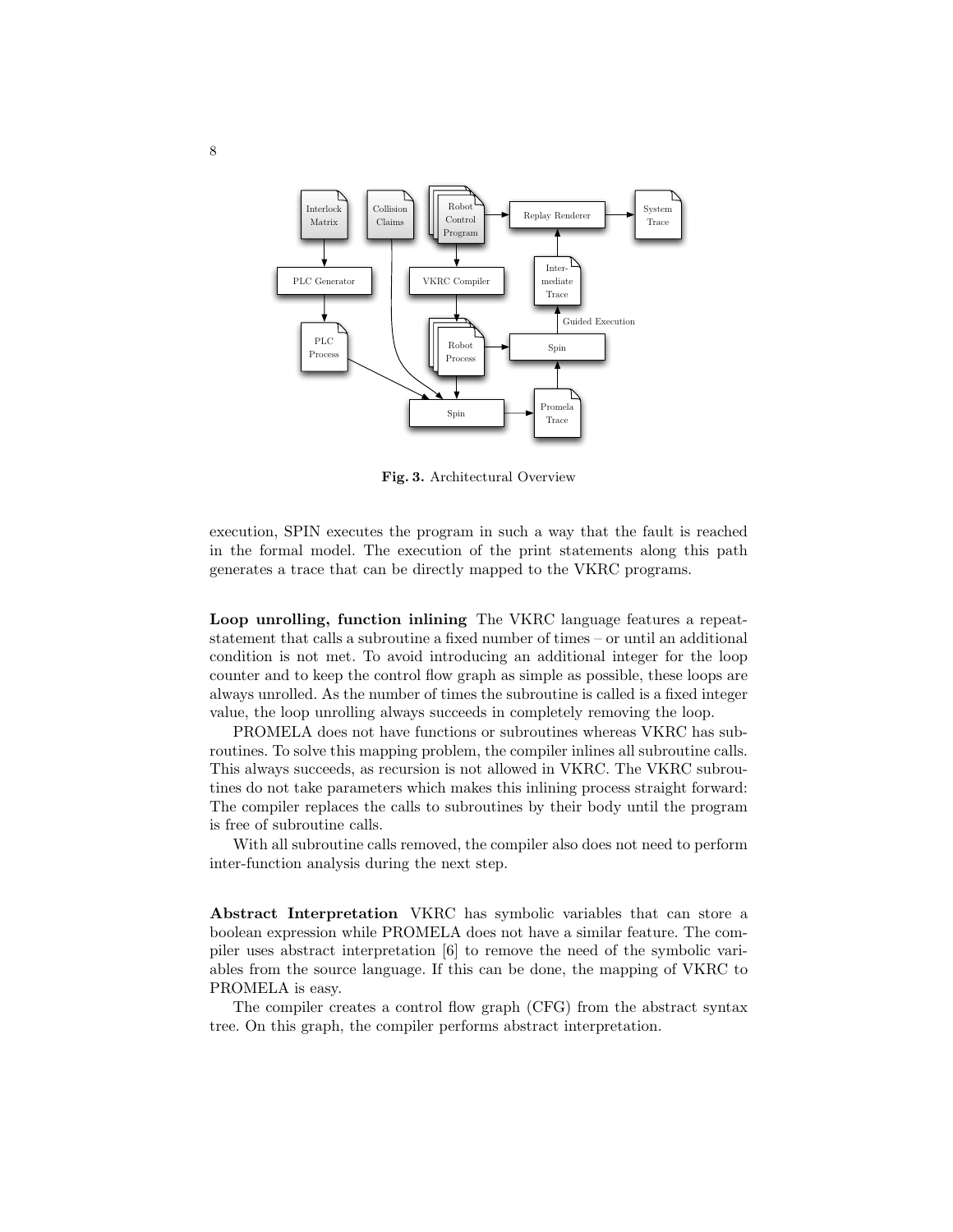Fig. 3. Architectural Overview

execution, SPIN executes the program in such a way that the fault is reached in the formal model. The execution of the print statements along this path generates a trace that can be directly mapped to the VKRC programs.

**Loop unrolling, function inlining** The VKRC language features a repeat-statement that calls a subroutine a fixed number of times – or until an additional condition is not met. To avoid introducing an additional integer for the loop counter and to keep the control flow graph as simple as possible, these loops are always unrolled. As the number of times the subroutine is called is a fixed integer value, the loop unrolling always succeeds in completely removing the loop.

PROMELA does not have functions or subroutines whereas VKRC has subroutines. To solve this mapping problem, the compiler inlines all subroutine calls. This always succeeds, as recursion is not allowed in VKRC. The VKRC subroutines do not take parameters which makes this inlining process straight forward: The compiler replaces the calls to subroutines by their body until the program is free of subroutine calls.

With all subroutine calls removed, the compiler also does not need to perform inter-function analysis during the next step.

**Abstract Interpretation** VKRC has symbolic variables that can store a boolean expression while PROMELA does not have a similar feature. The compiler uses abstract interpretation [6] to remove the need of the symbolic variables from the source language. If this can be done, the mapping of VKRC to PROMELA is easy.

The compiler creates a control flow graph (CFG) from the abstract syntax tree. On this graph, the compiler performs abstract interpretation.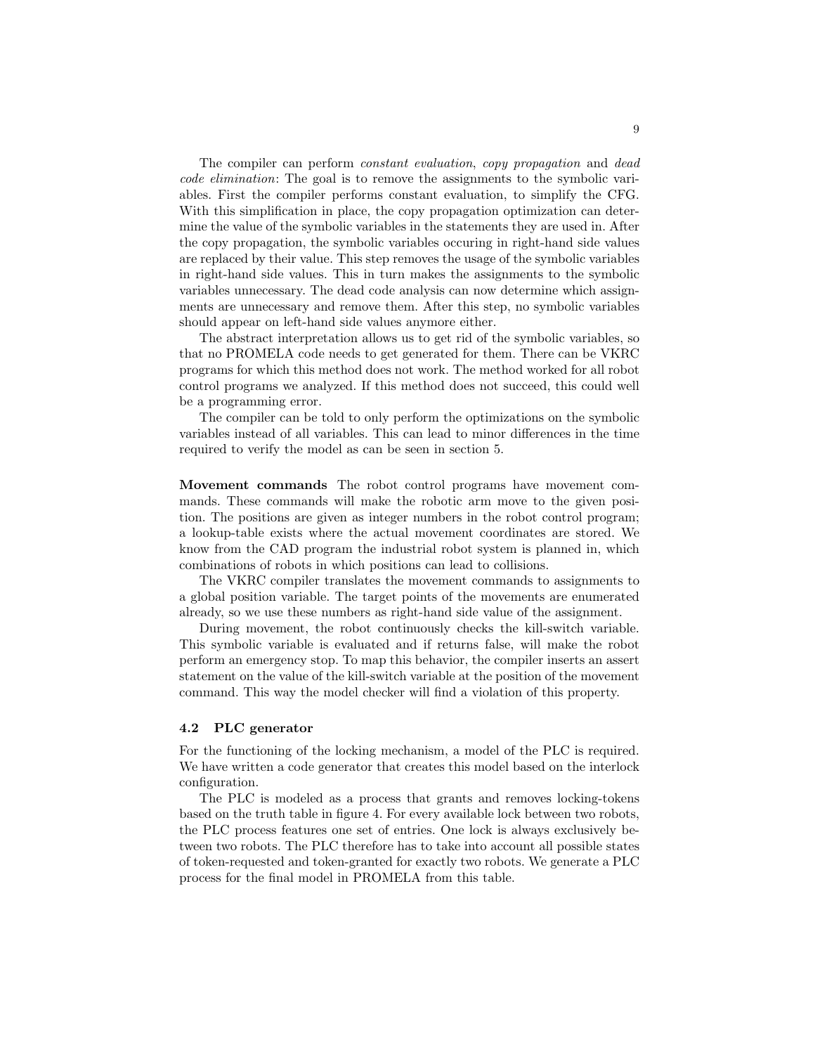The compiler can perform *constant evaluation*, *copy propagation* and *dead code elimination*: The goal is to remove the assignments to the symbolic variables. First the compiler performs constant evaluation, to simplify the CFG. With this simplification in place, the copy propagation optimization can determine the value of the symbolic variables in the statements they are used in. After the copy propagation, the symbolic variables occuring in right-hand side values are replaced by their value. This step removes the usage of the symbolic variables in right-hand side values. This in turn makes the assignments to the symbolic variables unnecessary. The dead code analysis can now determine which assignments are unnecessary and remove them. After this step, no symbolic variables should appear on left-hand side values anymore either.

The abstract interpretation allows us to get rid of the symbolic variables, so that no PROMELA code needs to get generated for them. There can be VKRC programs for which this method does not work. The method worked for all robot control programs we analyzed. If this method does not succeed, this could well be a programming error.

The compiler can be told to only perform the optimizations on the symbolic variables instead of all variables. This can lead to minor differences in the time required to verify the model as can be seen in section 5.

**Movement commands** The robot control programs have movement commands. These commands will make the robotic arm move to the given position. The positions are given as integer numbers in the robot control program; a lookup-table exists where the actual movement coordinates are stored. We know from the CAD program the industrial robot system is planned in, which combinations of robots in which positions can lead to collisions.

The VKRC compiler translates the movement commands to assignments to a global position variable. The target points of the movements are enumerated already, so we use these numbers as right-hand side value of the assignment.

During movement, the robot continuously checks the kill-switch variable. This symbolic variable is evaluated and if returns false, will make the robot perform an emergency stop. To map this behavior, the compiler inserts an assert statement on the value of the kill-switch variable at the position of the movement command. This way the model checker will find a violation of this property.

### 4.2 PLC generator

For the functioning of the locking mechanism, a model of the PLC is required. We have written a code generator that creates this model based on the interlock configuration.

The PLC is modeled as a process that grants and removes locking-tokens based on the truth table in figure 4. For every available lock between two robots, the PLC process features one set of entries. One lock is always exclusively between two robots. The PLC therefore has to take into account all possible states of token-requested and token-granted for exactly two robots. We generate a PLC process for the final model in PROMELA from this table.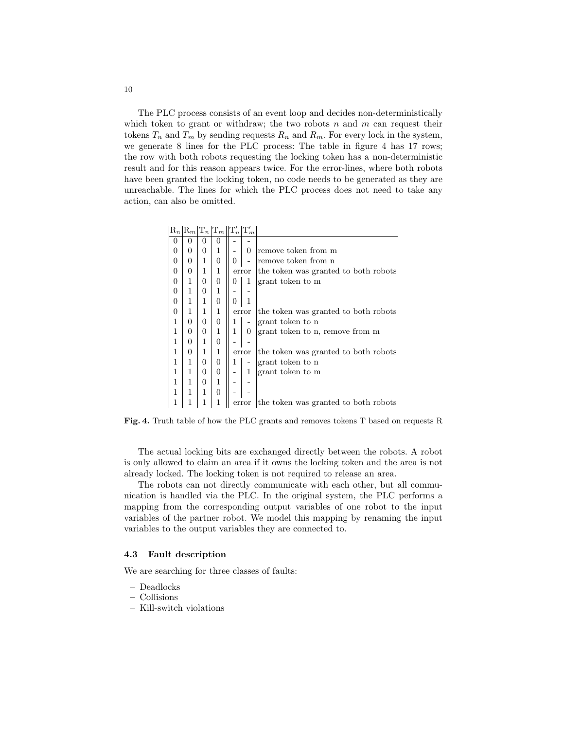The PLC process consists of an event loop and decides non-deterministically which token to grant or withdraw; the two robots $n$ and $m$ can request their tokens $T_n$ and $T_m$ by sending requests $R_n$ and $R_m$. For every lock in the system, we generate 8 lines for the PLC process: The table in figure 4 has 17 rows; the row with both robots requesting the locking token has a non-deterministic result and for this reason appears twice. For the error-lines, where both robots have been granted the locking token, no code needs to be generated as they are unreachable. The lines for which the PLC process does not need to take any action, can also be omitted.

| $R_n$ | $R_m$ | $T_n$ | $T_m$ | $T'_n$ | $T'_m$ | |
|---|---|---|---|---|---|---|
| 0 | 0 | 0 | 0 | - | - | |
| 0 | 0 | 0 | 1 | - | 0 | remove token from m |
| 0 | 0 | 1 | 0 | 0 | - | remove token from n |
| 0 | 0 | 1 | 1 | error | | the token was granted to both robots |
| 0 | 1 | 0 | 0 | 0 | 1 | grant token to m |
| 0 | 1 | 0 | 1 | - | - | |
| 0 | 1 | 1 | 0 | 0 | 1 | |
| 0 | 1 | 1 | 1 | error | | the token was granted to both robots |
| 1 | 0 | 0 | 0 | 1 | - | grant token to n |
| 1 | 0 | 0 | 1 | 1 | 0 | grant token to n, remove from m |
| 1 | 0 | 1 | 0 | - | - | |
| 1 | 0 | 1 | 1 | error | | the token was granted to both robots |
| 1 | 1 | 0 | 0 | 1 | - | grant token to n |
| 1 | 1 | 0 | 0 | - | 1 | grant token to m |
| 1 | 1 | 0 | 1 | - | - | |
| 1 | 1 | 1 | 0 | - | - | |
| 1 | 1 | 1 | 1 | error | | the token was granted to both robots |

**Fig. 4.** Truth table of how the PLC grants and removes tokens T based on requests R

The actual locking bits are exchanged directly between the robots. A robot is only allowed to claim an area if it owns the locking token and the area is not already locked. The locking token is not required to release an area.

The robots can not directly communicate with each other, but all communication is handled via the PLC. In the original system, the PLC performs a mapping from the corresponding output variables of one robot to the input variables of the partner robot. We model this mapping by renaming the input variables to the output variables they are connected to.

### 4.3 Fault description

We are searching for three classes of faults:

- Deadlocks
- Collisions
- Kill-switch violations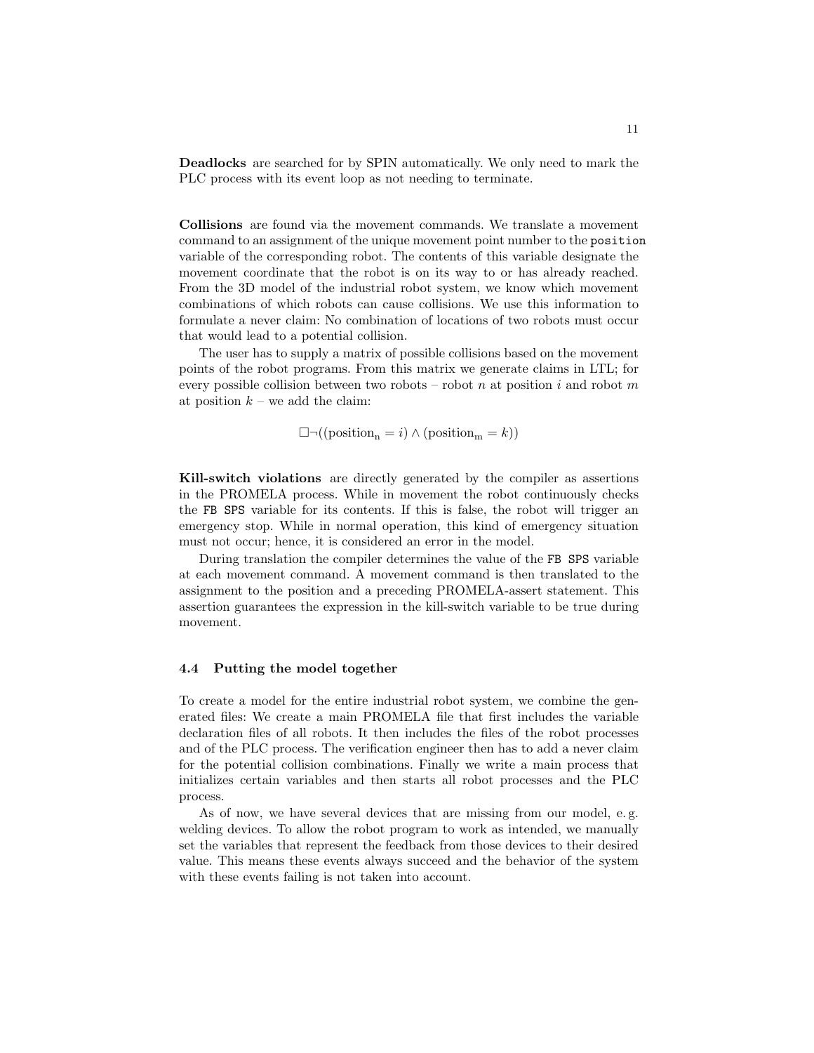**Deadlocks** are searched for by SPIN automatically. We only need to mark the PLC process with its event loop as not needing to terminate.

**Collisions** are found via the movement commands. We translate a movement command to an assignment of the unique movement point number to the `position` variable of the corresponding robot. The contents of this variable designate the movement coordinate that the robot is on its way to or has already reached. From the 3D model of the industrial robot system, we know which movement combinations of which robots can cause collisions. We use this information to formulate a never claim: No combination of locations of two robots must occur that would lead to a potential collision.

The user has to supply a matrix of possible collisions based on the movement points of the robot programs. From this matrix we generate claims in LTL; for every possible collision between two robots – robot $n$ at position $i$ and robot $m$ at position $k$ – we add the claim:

$$\Box\neg((\mathrm{position_n} = i) \land (\mathrm{position_m} = k))$$

**Kill-switch violations** are directly generated by the compiler as assertions in the PROMELA process. While in movement the robot continuously checks the `FB SPS` variable for its contents. If this is false, the robot will trigger an emergency stop. While in normal operation, this kind of emergency situation must not occur; hence, it is considered an error in the model.

During translation the compiler determines the value of the `FB SPS` variable at each movement command. A movement command is then translated to the assignment to the position and a preceding PROMELA-assert statement. This assertion guarantees the expression in the kill-switch variable to be true during movement.

### 4.4 Putting the model together

To create a model for the entire industrial robot system, we combine the generated files: We create a main PROMELA file that first includes the variable declaration files of all robots. It then includes the files of the robot processes and of the PLC process. The verification engineer then has to add a never claim for the potential collision combinations. Finally we write a main process that initializes certain variables and then starts all robot processes and the PLC process.

As of now, we have several devices that are missing from our model, e. g. welding devices. To allow the robot program to work as intended, we manually set the variables that represent the feedback from those devices to their desired value. This means these events always succeed and the behavior of the system with these events failing is not taken into account.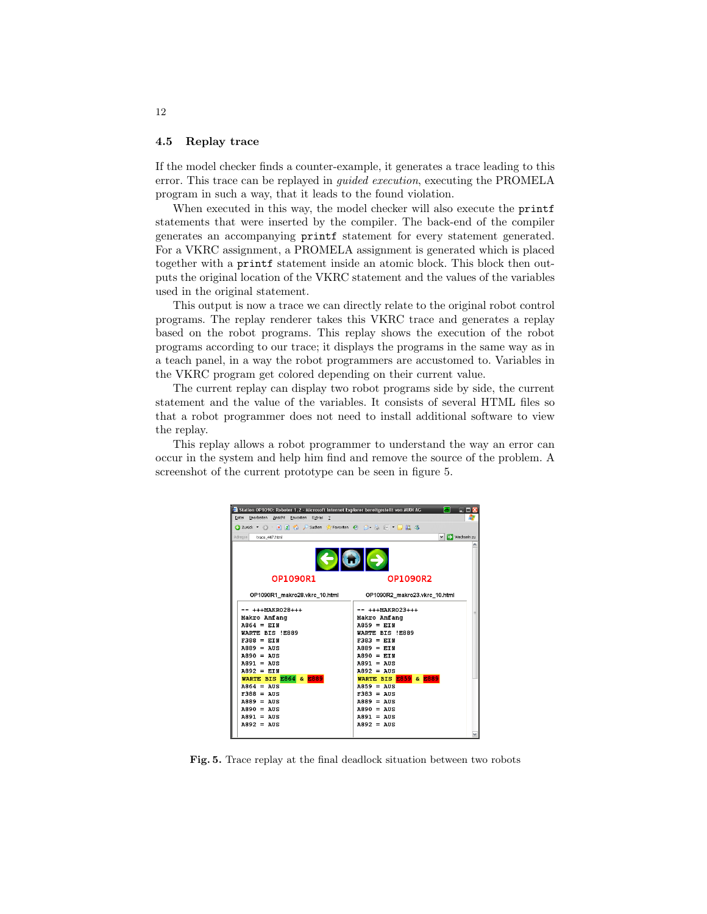### 4.5 Replay trace

If the model checker finds a counter-example, it generates a trace leading to this error. This trace can be replayed in *guided execution*, executing the PROMELA program in such a way, that it leads to the found violation.

When executed in this way, the model checker will also execute the `printf` statements that were inserted by the compiler. The back-end of the compiler generates an accompanying `printf` statement for every statement generated. For a VKRC assignment, a PROMELA assignment is generated which is placed together with a `printf` statement inside an atomic block. This block then outputs the original location of the VKRC statement and the values of the variables used in the original statement.

This output is now a trace we can directly relate to the original robot control programs. The replay renderer takes this VKRC trace and generates a replay based on the robot programs. This replay shows the execution of the robot programs according to our trace; it displays the programs in the same way as in a teach panel, in a way the robot programmers are accustomed to. Variables in the VKRC program get colored depending on their current value.

The current replay can display two robot programs side by side, the current statement and the value of the variables. It consists of several HTML files so that a robot programmer does not need to install additional software to view the replay.

This replay allows a robot programmer to understand the way an error can occur in the system and help him find and remove the source of the problem. A screenshot of the current prototype can be seen in figure 5.

**Fig. 5.** Trace replay at the final deadlock situation between two robots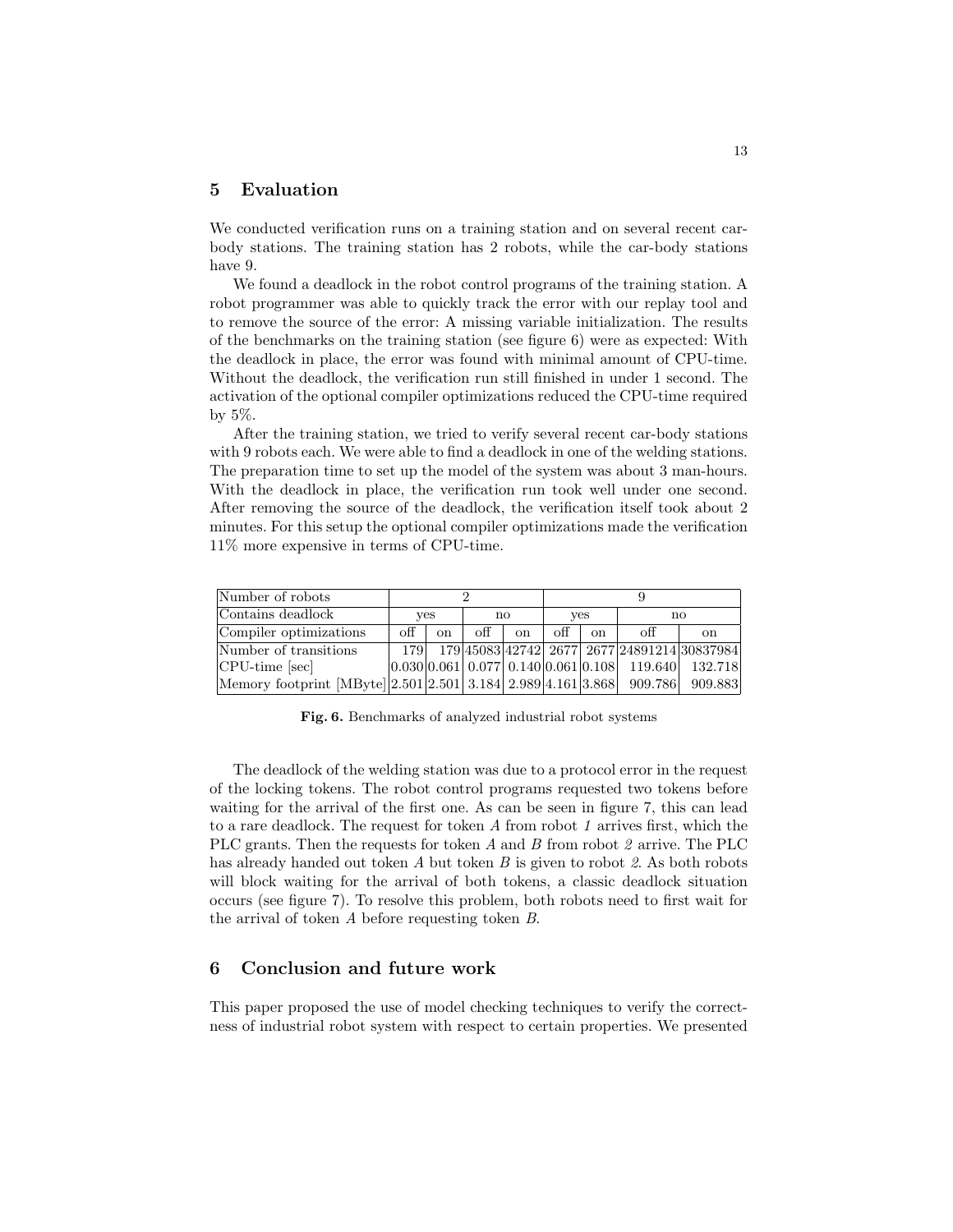## 5 Evaluation

We conducted verification runs on a training station and on several recent car-body stations. The training station has 2 robots, while the car-body stations have 9.

We found a deadlock in the robot control programs of the training station. A robot programmer was able to quickly track the error with our replay tool and to remove the source of the error: A missing variable initialization. The results of the benchmarks on the training station (see figure 6) were as expected: With the deadlock in place, the error was found with minimal amount of CPU-time. Without the deadlock, the verification run still finished in under 1 second. The activation of the optional compiler optimizations reduced the CPU-time required by 5%.

After the training station, we tried to verify several recent car-body stations with 9 robots each. We were able to find a deadlock in one of the welding stations. The preparation time to set up the model of the system was about 3 man-hours. With the deadlock in place, the verification run took well under one second. After removing the source of the deadlock, the verification itself took about 2 minutes. For this setup the optional compiler optimizations made the verification 11% more expensive in terms of CPU-time.

| Number of robots | 2 | | | | 9 | | | |
|---|---|---|---|---|---|---|---|---|
| Contains deadlock | yes | | no | | yes | | no | |
| Compiler optimizations | off | on | off | on | off | on | off | on |
| Number of transitions | 179 | 179 | 45083 | 42742 | 2677 | 2677 | 24891214 | 30837984 |
| CPU-time [sec] | 0.030 | 0.061 | 0.077 | 0.140 | 0.061 | 0.108 | 119.640 | 132.718 |
| Memory footprint [MByte] | 2.501 | 2.501 | 3.184 | 2.989 | 4.161 | 3.868 | 909.786 | 909.883 |

**Fig. 6.** Benchmarks of analyzed industrial robot systems

The deadlock of the welding station was due to a protocol error in the request of the locking tokens. The robot control programs requested two tokens before waiting for the arrival of the first one. As can be seen in figure 7, this can lead to a rare deadlock. The request for token *A* from robot *1* arrives first, which the PLC grants. Then the requests for token *A* and *B* from robot *2* arrive. The PLC has already handed out token *A* but token *B* is given to robot *2*. As both robots will block waiting for the arrival of both tokens, a classic deadlock situation occurs (see figure 7). To resolve this problem, both robots need to first wait for the arrival of token *A* before requesting token *B*.

## 6 Conclusion and future work

This paper proposed the use of model checking techniques to verify the correctness of industrial robot system with respect to certain properties. We presented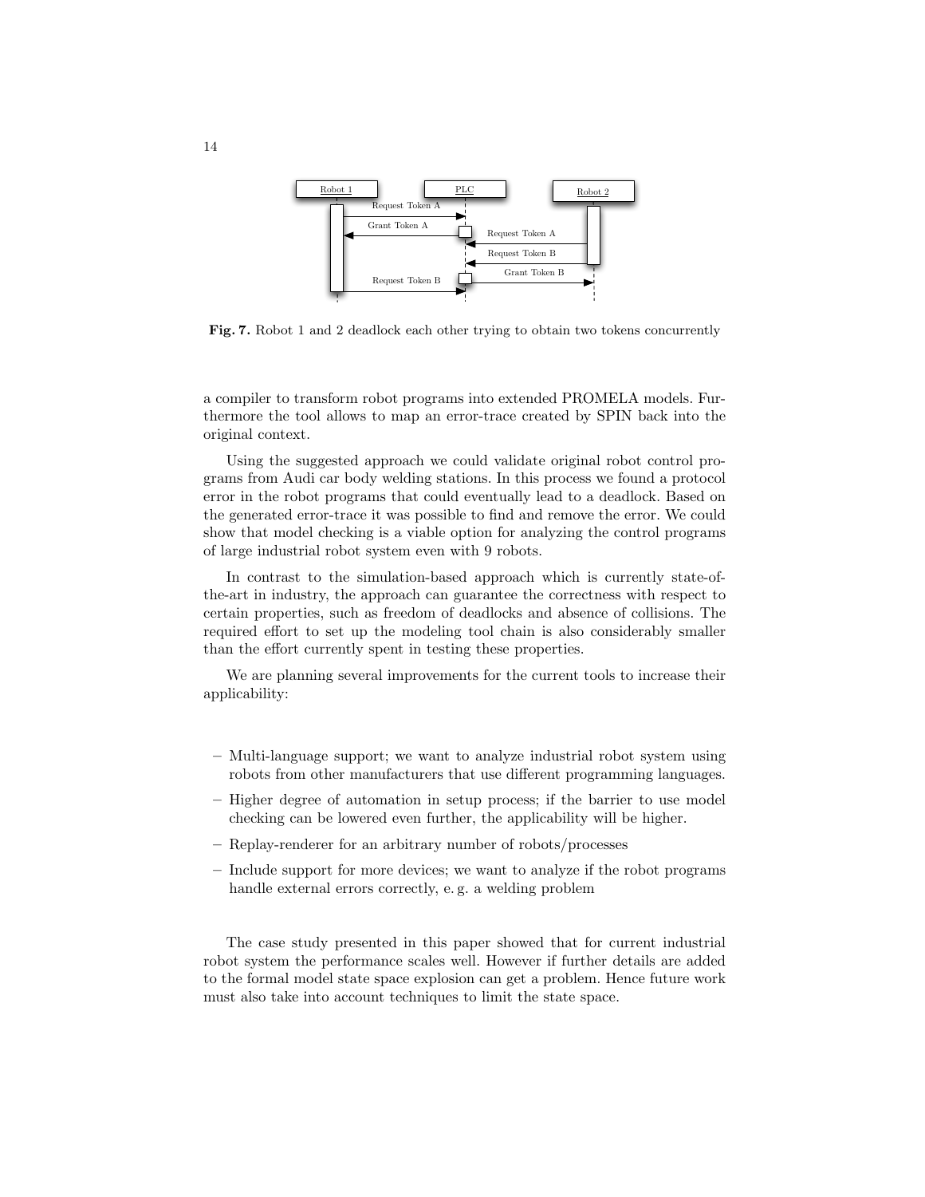Robot 1

PLC

Robot 2

Request Token A

Grant Token A

Request Token A

Request Token B

Grant Token B

Request Token B

**Fig. 7.** Robot 1 and 2 deadlock each other trying to obtain two tokens concurrently

a compiler to transform robot programs into extended PROMELA models. Furthermore the tool allows to map an error-trace created by SPIN back into the original context.

Using the suggested approach we could validate original robot control programs from Audi car body welding stations. In this process we found a protocol error in the robot programs that could eventually lead to a deadlock. Based on the generated error-trace it was possible to find and remove the error. We could show that model checking is a viable option for analyzing the control programs of large industrial robot system even with 9 robots.

In contrast to the simulation-based approach which is currently state-of-the-art in industry, the approach can guarantee the correctness with respect to certain properties, such as freedom of deadlocks and absence of collisions. The required effort to set up the modeling tool chain is also considerably smaller than the effort currently spent in testing these properties.

We are planning several improvements for the current tools to increase their applicability:

- Multi-language support; we want to analyze industrial robot system using robots from other manufacturers that use different programming languages.
- Higher degree of automation in setup process; if the barrier to use model checking can be lowered even further, the applicability will be higher.
- Replay-renderer for an arbitrary number of robots/processes
- Include support for more devices; we want to analyze if the robot programs handle external errors correctly, e. g. a welding problem

The case study presented in this paper showed that for current industrial robot system the performance scales well. However if further details are added to the formal model state space explosion can get a problem. Hence future work must also take into account techniques to limit the state space.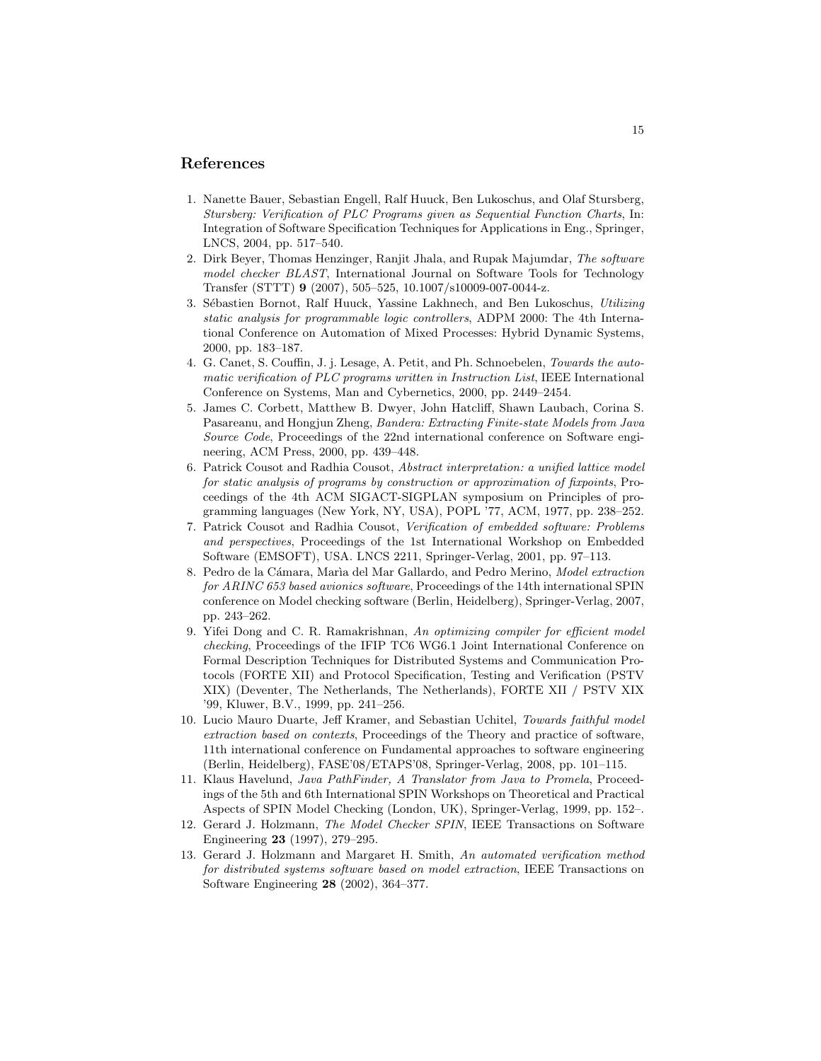## References

1. Nanette Bauer, Sebastian Engell, Ralf Huuck, Ben Lukoschus, and Olaf Stursberg, *Stursberg: Verification of PLC Programs given as Sequential Function Charts*, In: Integration of Software Specification Techniques for Applications in Eng., Springer, LNCS, 2004, pp. 517–540.
2. Dirk Beyer, Thomas Henzinger, Ranjit Jhala, and Rupak Majumdar, *The software model checker BLAST*, International Journal on Software Tools for Technology Transfer (STTT) **9** (2007), 505–525, 10.1007/s10009-007-0044-z.
3. Sébastien Bornot, Ralf Huuck, Yassine Lakhnech, and Ben Lukoschus, *Utilizing static analysis for programmable logic controllers*, ADPM 2000: The 4th International Conference on Automation of Mixed Processes: Hybrid Dynamic Systems, 2000, pp. 183–187.
4. G. Canet, S. Couffin, J. j. Lesage, A. Petit, and Ph. Schnoebelen, *Towards the automatic verification of PLC programs written in Instruction List*, IEEE International Conference on Systems, Man and Cybernetics, 2000, pp. 2449–2454.
5. James C. Corbett, Matthew B. Dwyer, John Hatcliff, Shawn Laubach, Corina S. Pasareanu, and Hongjun Zheng, *Bandera: Extracting Finite-state Models from Java Source Code*, Proceedings of the 22nd international conference on Software engineering, ACM Press, 2000, pp. 439–448.
6. Patrick Cousot and Radhia Cousot, *Abstract interpretation: a unified lattice model for static analysis of programs by construction or approximation of fixpoints*, Proceedings of the 4th ACM SIGACT-SIGPLAN symposium on Principles of programming languages (New York, NY, USA), POPL '77, ACM, 1977, pp. 238–252.
7. Patrick Cousot and Radhia Cousot, *Verification of embedded software: Problems and perspectives*, Proceedings of the 1st International Workshop on Embedded Software (EMSOFT), USA. LNCS 2211, Springer-Verlag, 2001, pp. 97–113.
8. Pedro de la Cámara, Marìa del Mar Gallardo, and Pedro Merino, *Model extraction for ARINC 653 based avionics software*, Proceedings of the 14th international SPIN conference on Model checking software (Berlin, Heidelberg), Springer-Verlag, 2007, pp. 243–262.
9. Yifei Dong and C. R. Ramakrishnan, *An optimizing compiler for efficient model checking*, Proceedings of the IFIP TC6 WG6.1 Joint International Conference on Formal Description Techniques for Distributed Systems and Communication Protocols (FORTE XII) and Protocol Specification, Testing and Verification (PSTV XIX) (Deventer, The Netherlands, The Netherlands), FORTE XII / PSTV XIX '99, Kluwer, B.V., 1999, pp. 241–256.
10. Lucio Mauro Duarte, Jeff Kramer, and Sebastian Uchitel, *Towards faithful model extraction based on contexts*, Proceedings of the Theory and practice of software, 11th international conference on Fundamental approaches to software engineering (Berlin, Heidelberg), FASE'08/ETAPS'08, Springer-Verlag, 2008, pp. 101–115.
11. Klaus Havelund, *Java PathFinder, A Translator from Java to Promela*, Proceedings of the 5th and 6th International SPIN Workshops on Theoretical and Practical Aspects of SPIN Model Checking (London, UK), Springer-Verlag, 1999, pp. 152–.
12. Gerard J. Holzmann, *The Model Checker SPIN*, IEEE Transactions on Software Engineering **23** (1997), 279–295.
13. Gerard J. Holzmann and Margaret H. Smith, *An automated verification method for distributed systems software based on model extraction*, IEEE Transactions on Software Engineering **28** (2002), 364–377.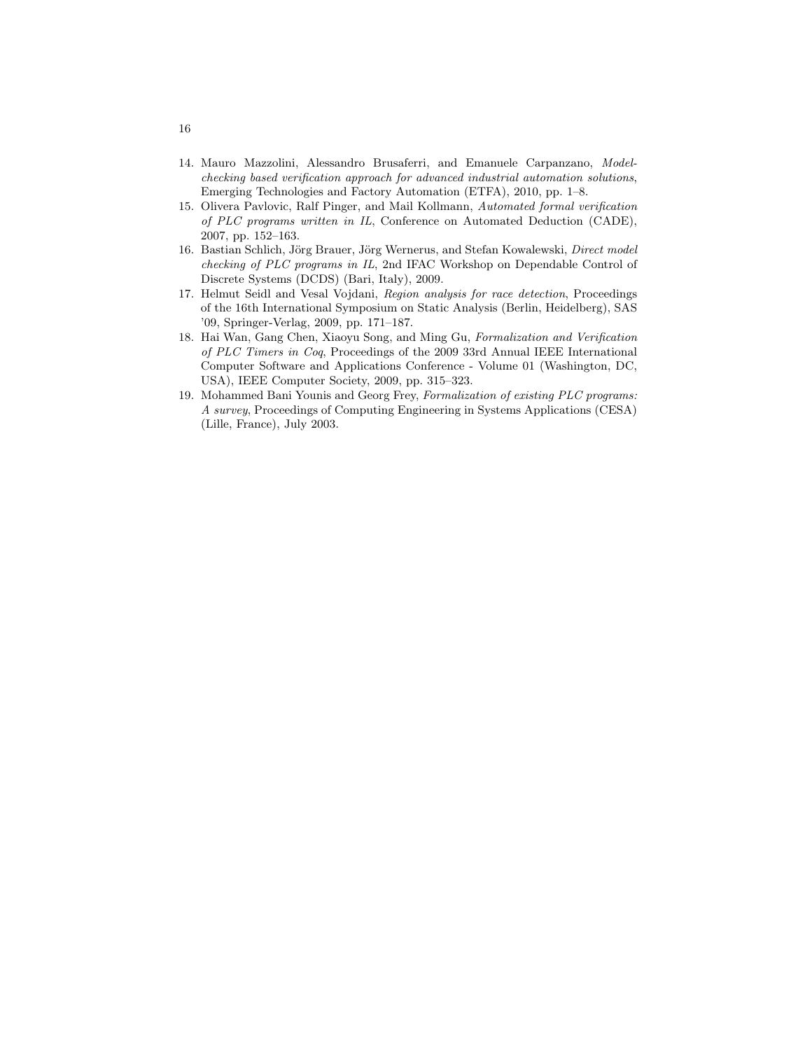14. Mauro Mazzolini, Alessandro Brusaferri, and Emanuele Carpanzano, *Model-checking based verification approach for advanced industrial automation solutions*, Emerging Technologies and Factory Automation (ETFA), 2010, pp. 1–8.
15. Olivera Pavlovic, Ralf Pinger, and Mail Kollmann, *Automated formal verification of PLC programs written in IL*, Conference on Automated Deduction (CADE), 2007, pp. 152–163.
16. Bastian Schlich, Jörg Brauer, Jörg Wernerus, and Stefan Kowalewski, *Direct model checking of PLC programs in IL*, 2nd IFAC Workshop on Dependable Control of Discrete Systems (DCDS) (Bari, Italy), 2009.
17. Helmut Seidl and Vesal Vojdani, *Region analysis for race detection*, Proceedings of the 16th International Symposium on Static Analysis (Berlin, Heidelberg), SAS '09, Springer-Verlag, 2009, pp. 171–187.
18. Hai Wan, Gang Chen, Xiaoyu Song, and Ming Gu, *Formalization and Verification of PLC Timers in Coq*, Proceedings of the 2009 33rd Annual IEEE International Computer Software and Applications Conference - Volume 01 (Washington, DC, USA), IEEE Computer Society, 2009, pp. 315–323.
19. Mohammed Bani Younis and Georg Frey, *Formalization of existing PLC programs: A survey*, Proceedings of Computing Engineering in Systems Applications (CESA) (Lille, France), July 2003.